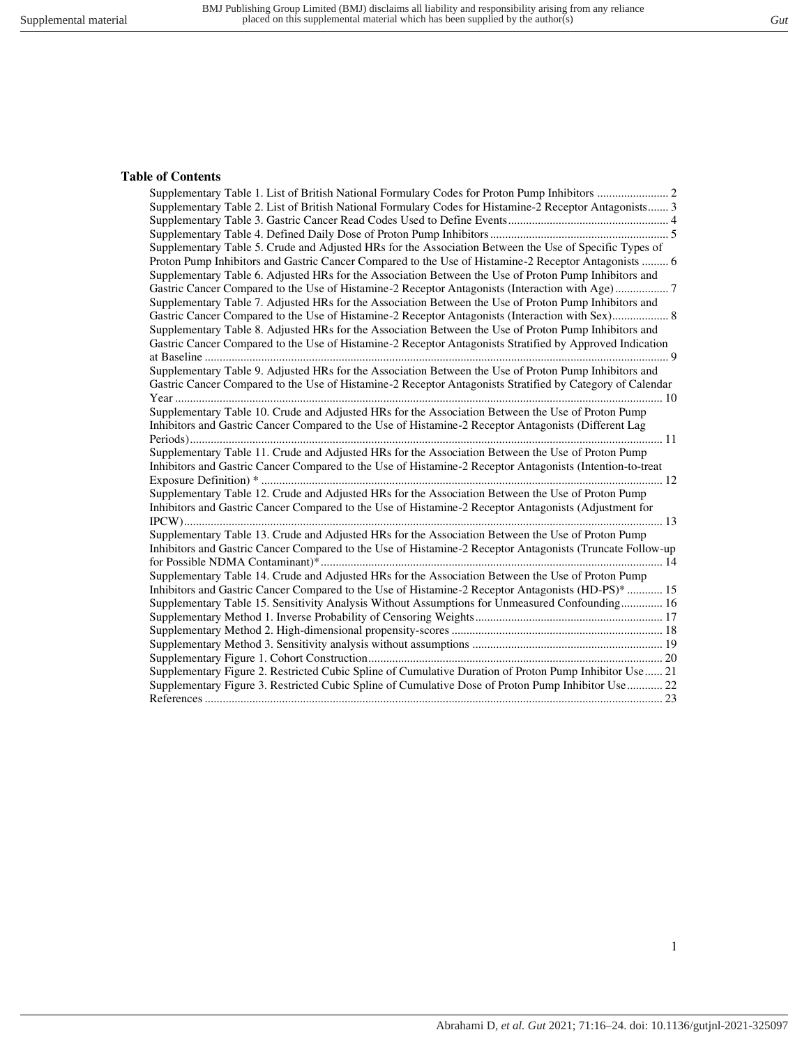## Table of Contents

Supplementary Table 1. List of British National Formulary Codes for Proton Pump Inhibitors ........................ 2
Supplementary Table 2. List of British National Formulary Codes for Histamine-2 Receptor Antagonists....... 3
Supplementary Table 3. Gastric Cancer Read Codes Used to Define Events...................................................... 4
Supplementary Table 4. Defined Daily Dose of Proton Pump Inhibitors............................................................ 5
Supplementary Table 5. Crude and Adjusted HRs for the Association Between the Use of Specific Types of Proton Pump Inhibitors and Gastric Cancer Compared to the Use of Histamine-2 Receptor Antagonists ......... 6
Supplementary Table 6. Adjusted HRs for the Association Between the Use of Proton Pump Inhibitors and Gastric Cancer Compared to the Use of Histamine-2 Receptor Antagonists (Interaction with Age).................. 7
Supplementary Table 7. Adjusted HRs for the Association Between the Use of Proton Pump Inhibitors and Gastric Cancer Compared to the Use of Histamine-2 Receptor Antagonists (Interaction with Sex).................. 8
Supplementary Table 8. Adjusted HRs for the Association Between the Use of Proton Pump Inhibitors and Gastric Cancer Compared to the Use of Histamine-2 Receptor Antagonists Stratified by Approved Indication at Baseline ........................................................................................................................................... 9
Supplementary Table 9. Adjusted HRs for the Association Between the Use of Proton Pump Inhibitors and Gastric Cancer Compared to the Use of Histamine-2 Receptor Antagonists Stratified by Category of Calendar Year .................................................................................................................................................. 10
Supplementary Table 10. Crude and Adjusted HRs for the Association Between the Use of Proton Pump Inhibitors and Gastric Cancer Compared to the Use of Histamine-2 Receptor Antagonists (Different Lag Periods)............................................................................................................................................. 11
Supplementary Table 11. Crude and Adjusted HRs for the Association Between the Use of Proton Pump Inhibitors and Gastric Cancer Compared to the Use of Histamine-2 Receptor Antagonists (Intention-to-treat Exposure Definition) * ...................................................................................................................... 12
Supplementary Table 12. Crude and Adjusted HRs for the Association Between the Use of Proton Pump Inhibitors and Gastric Cancer Compared to the Use of Histamine-2 Receptor Antagonists (Adjustment for IPCW)................................................................................................................................................ 13
Supplementary Table 13. Crude and Adjusted HRs for the Association Between the Use of Proton Pump Inhibitors and Gastric Cancer Compared to the Use of Histamine-2 Receptor Antagonists (Truncate Follow-up for Possible NDMA Contaminant)*................................................................................................... 14
Supplementary Table 14. Crude and Adjusted HRs for the Association Between the Use of Proton Pump Inhibitors and Gastric Cancer Compared to the Use of Histamine-2 Receptor Antagonists (HD-PS)* ............ 15
Supplementary Table 15. Sensitivity Analysis Without Assumptions for Unmeasured Confounding.............. 16
Supplementary Method 1. Inverse Probability of Censoring Weights............................................................... 17
Supplementary Method 2. High-dimensional propensity-scores ....................................................................... 18
Supplementary Method 3. Sensitivity analysis without assumptions ................................................................ 19
Supplementary Figure 1. Cohort Construction................................................................................................... 20
Supplementary Figure 2. Restricted Cubic Spline of Cumulative Duration of Proton Pump Inhibitor Use...... 21
Supplementary Figure 3. Restricted Cubic Spline of Cumulative Dose of Proton Pump Inhibitor Use............ 22
References ......................................................................................................................................... 23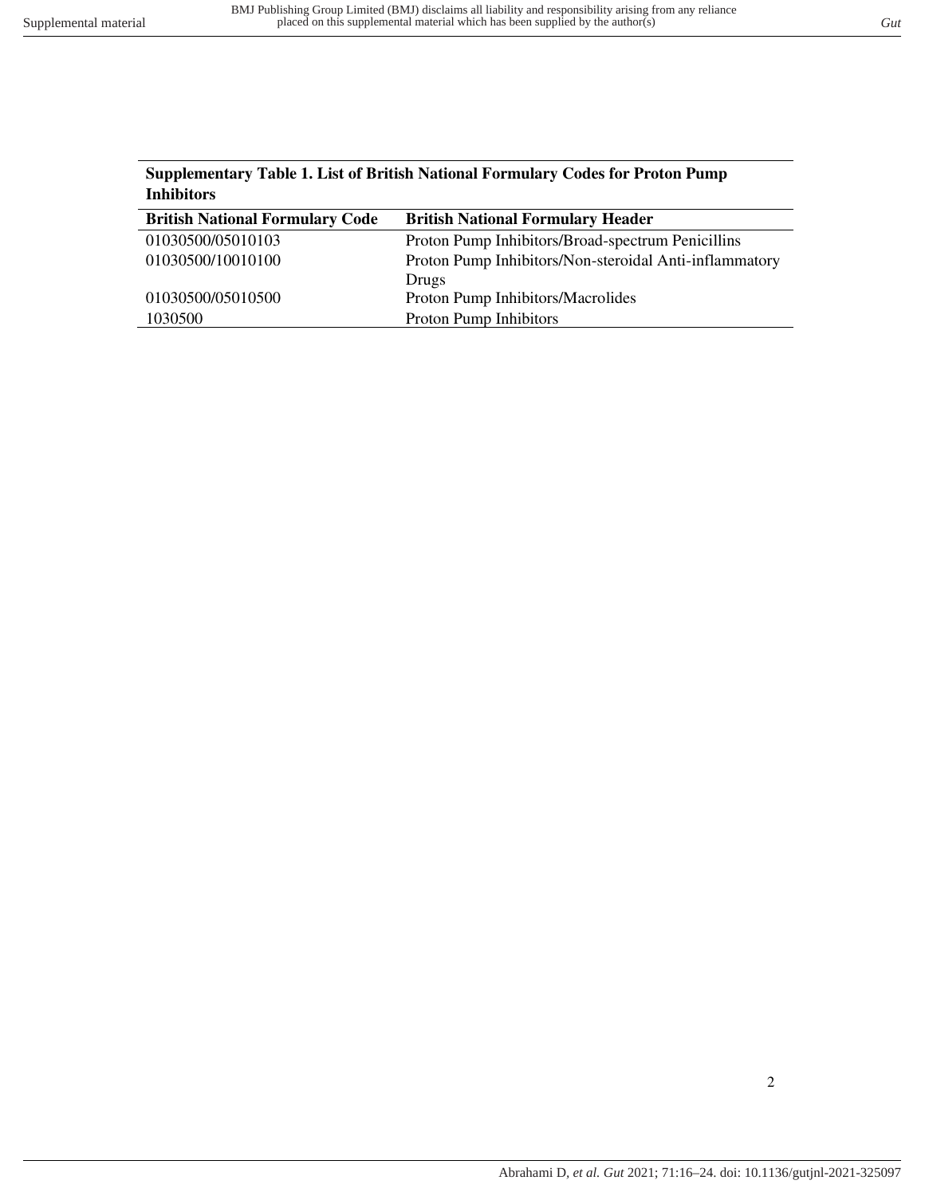**Supplementary Table 1. List of British National Formulary Codes for Proton Pump Inhibitors**

| British National Formulary Code | British National Formulary Header |
| --- | --- |
| 01030500/05010103 | Proton Pump Inhibitors/Broad-spectrum Penicillins |
| 01030500/10010100 | Proton Pump Inhibitors/Non-steroidal Anti-inflammatory Drugs |
| 01030500/05010500 | Proton Pump Inhibitors/Macrolides |
| 1030500 | Proton Pump Inhibitors |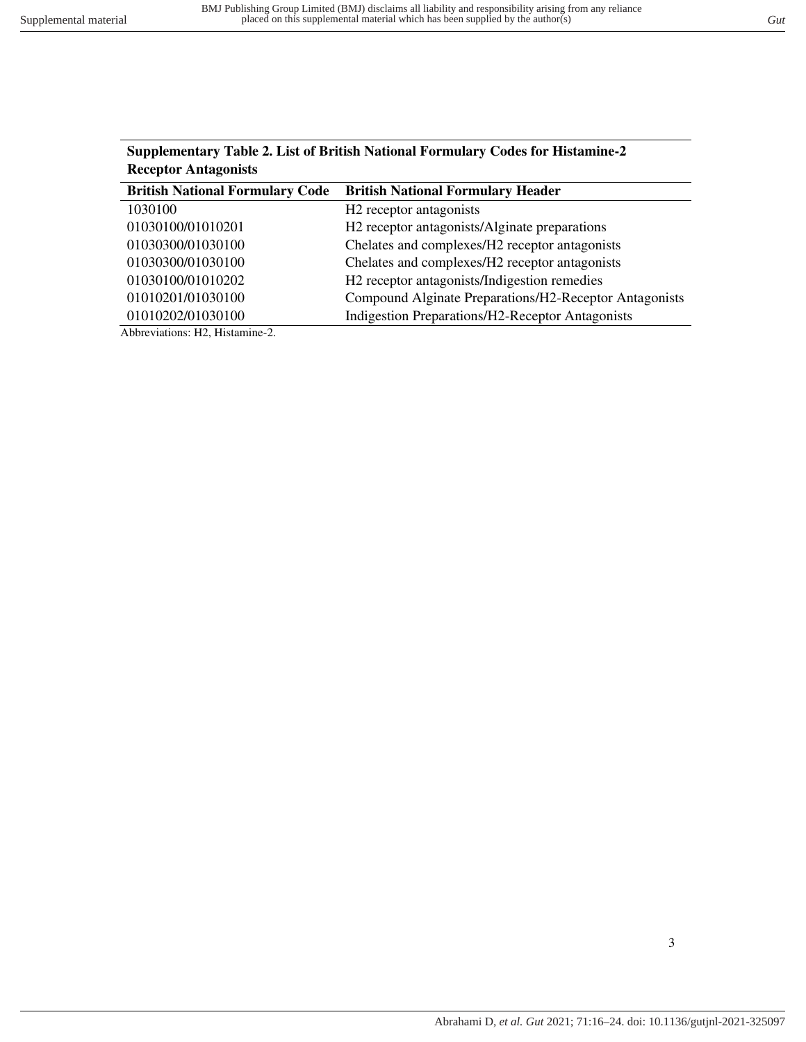**Supplementary Table 2. List of British National Formulary Codes for Histamine-2 Receptor Antagonists**

| British National Formulary Code | British National Formulary Header |
|---|---|
| 1030100 | H2 receptor antagonists |
| 01030100/01010201 | H2 receptor antagonists/Alginate preparations |
| 01030300/01030100 | Chelates and complexes/H2 receptor antagonists |
| 01030300/01030100 | Chelates and complexes/H2 receptor antagonists |
| 01030100/01010202 | H2 receptor antagonists/Indigestion remedies |
| 01010201/01030100 | Compound Alginate Preparations/H2-Receptor Antagonists |
| 01010202/01030100 | Indigestion Preparations/H2-Receptor Antagonists |

Abbreviations: H2, Histamine-2.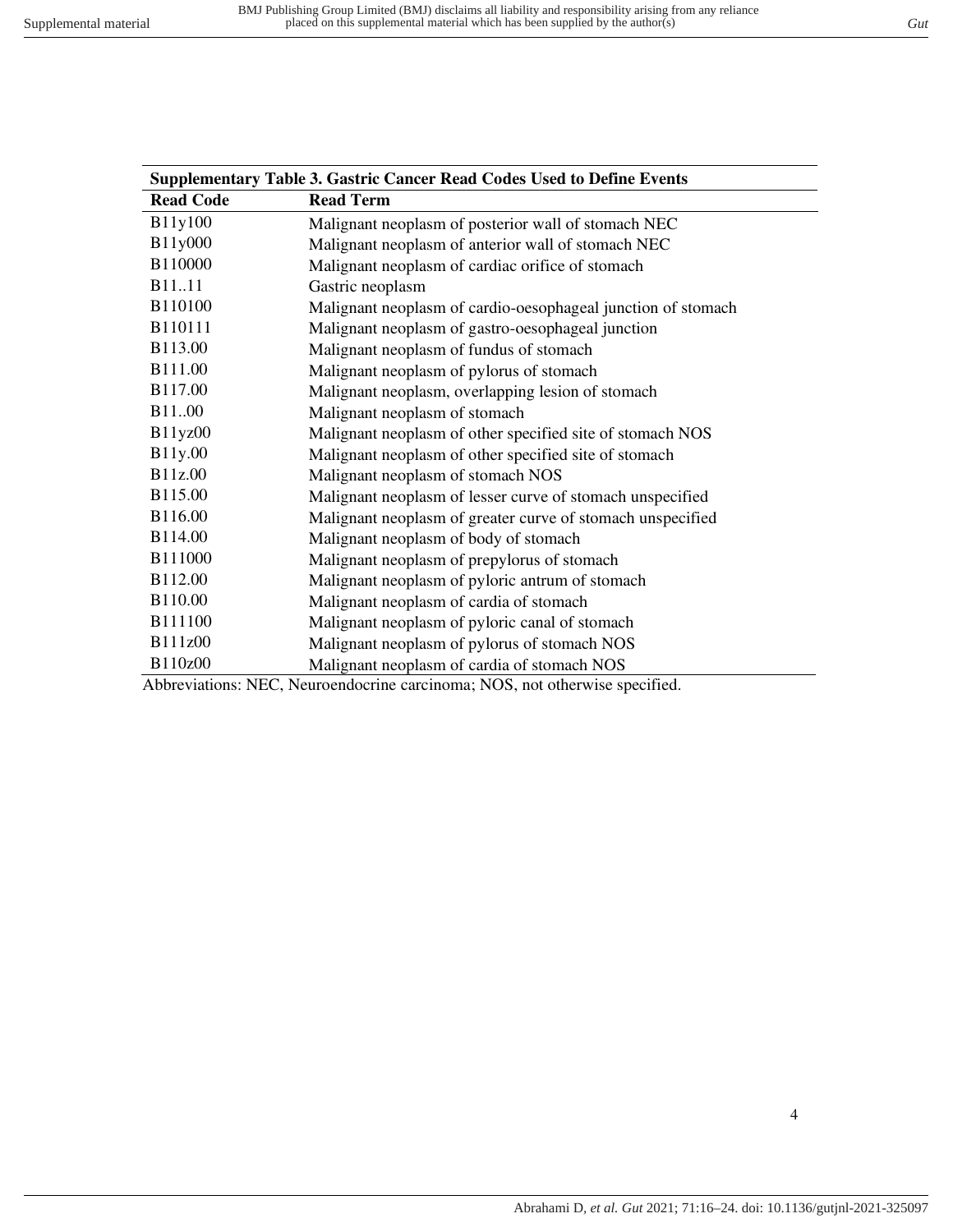**Supplementary Table 3. Gastric Cancer Read Codes Used to Define Events**

| Read Code | Read Term |
|---|---|
| B11y100 | Malignant neoplasm of posterior wall of stomach NEC |
| B11y000 | Malignant neoplasm of anterior wall of stomach NEC |
| B110000 | Malignant neoplasm of cardiac orifice of stomach |
| B11..11 | Gastric neoplasm |
| B110100 | Malignant neoplasm of cardio-oesophageal junction of stomach |
| B110111 | Malignant neoplasm of gastro-oesophageal junction |
| B113.00 | Malignant neoplasm of fundus of stomach |
| B111.00 | Malignant neoplasm of pylorus of stomach |
| B117.00 | Malignant neoplasm, overlapping lesion of stomach |
| B11..00 | Malignant neoplasm of stomach |
| B11yz00 | Malignant neoplasm of other specified site of stomach NOS |
| B11y.00 | Malignant neoplasm of other specified site of stomach |
| B11z.00 | Malignant neoplasm of stomach NOS |
| B115.00 | Malignant neoplasm of lesser curve of stomach unspecified |
| B116.00 | Malignant neoplasm of greater curve of stomach unspecified |
| B114.00 | Malignant neoplasm of body of stomach |
| B111000 | Malignant neoplasm of prepylorus of stomach |
| B112.00 | Malignant neoplasm of pyloric antrum of stomach |
| B110.00 | Malignant neoplasm of cardia of stomach |
| B111100 | Malignant neoplasm of pyloric canal of stomach |
| B111z00 | Malignant neoplasm of pylorus of stomach NOS |
| B110z00 | Malignant neoplasm of cardia of stomach NOS |

Abbreviations: NEC, Neuroendocrine carcinoma; NOS, not otherwise specified.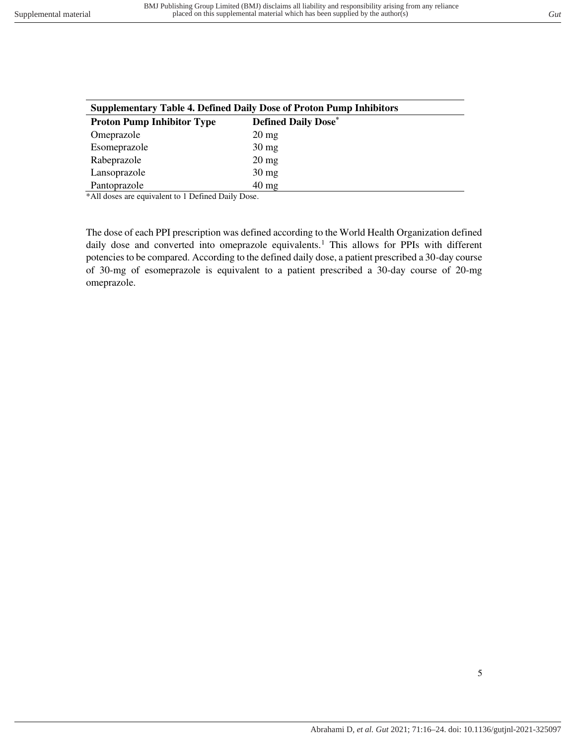**Supplementary Table 4. Defined Daily Dose of Proton Pump Inhibitors**

| Proton Pump Inhibitor Type | Defined Daily Dose* |
|---|---|
| Omeprazole | 20 mg |
| Esomeprazole | 30 mg |
| Rabeprazole | 20 mg |
| Lansoprazole | 30 mg |
| Pantoprazole | 40 mg |

*All doses are equivalent to 1 Defined Daily Dose.

The dose of each PPI prescription was defined according to the World Health Organization defined daily dose and converted into omeprazole equivalents.[1] This allows for PPIs with different potencies to be compared. According to the defined daily dose, a patient prescribed a 30-day course of 30-mg of esomeprazole is equivalent to a patient prescribed a 30-day course of 20-mg omeprazole.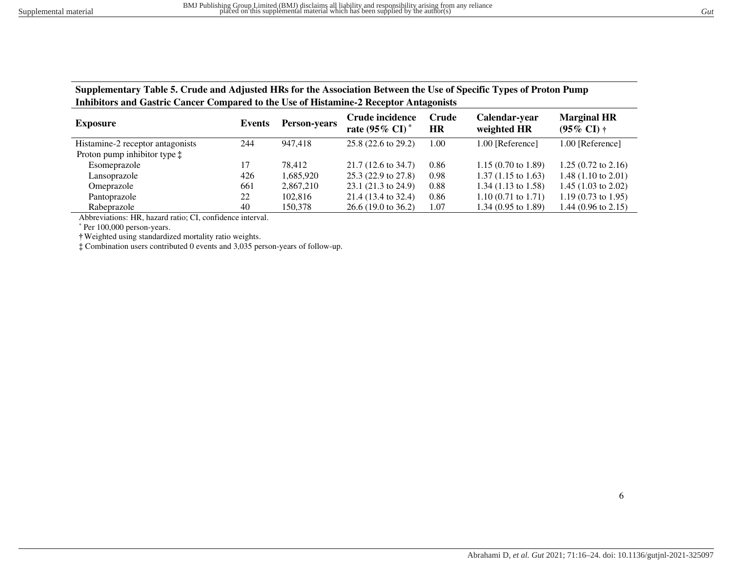**Supplementary Table 5. Crude and Adjusted HRs for the Association Between the Use of Specific Types of Proton Pump Inhibitors and Gastric Cancer Compared to the Use of Histamine-2 Receptor Antagonists**

| Exposure | Events | Person-years | Crude incidence rate (95% CI) * | Crude HR | Calendar-year weighted HR | Marginal HR (95% CI) † |
|---|---|---|---|---|---|---|
| Histamine-2 receptor antagonists | 244 | 947,418 | 25.8 (22.6 to 29.2) | 1.00 | 1.00 [Reference] | 1.00 [Reference] |
| Proton pump inhibitor type ‡ | | | | | | |
| Esomeprazole | 17 | 78,412 | 21.7 (12.6 to 34.7) | 0.86 | 1.15 (0.70 to 1.89) | 1.25 (0.72 to 2.16) |
| Lansoprazole | 426 | 1,685,920 | 25.3 (22.9 to 27.8) | 0.98 | 1.37 (1.15 to 1.63) | 1.48 (1.10 to 2.01) |
| Omeprazole | 661 | 2,867,210 | 23.1 (21.3 to 24.9) | 0.88 | 1.34 (1.13 to 1.58) | 1.45 (1.03 to 2.02) |
| Pantoprazole | 22 | 102,816 | 21.4 (13.4 to 32.4) | 0.86 | 1.10 (0.71 to 1.71) | 1.19 (0.73 to 1.95) |
| Rabeprazole | 40 | 150,378 | 26.6 (19.0 to 36.2) | 1.07 | 1.34 (0.95 to 1.89) | 1.44 (0.96 to 2.15) |

Abbreviations: HR, hazard ratio; CI, confidence interval.

\* Per 100,000 person-years.

† Weighted using standardized mortality ratio weights.

‡ Combination users contributed 0 events and 3,035 person-years of follow-up.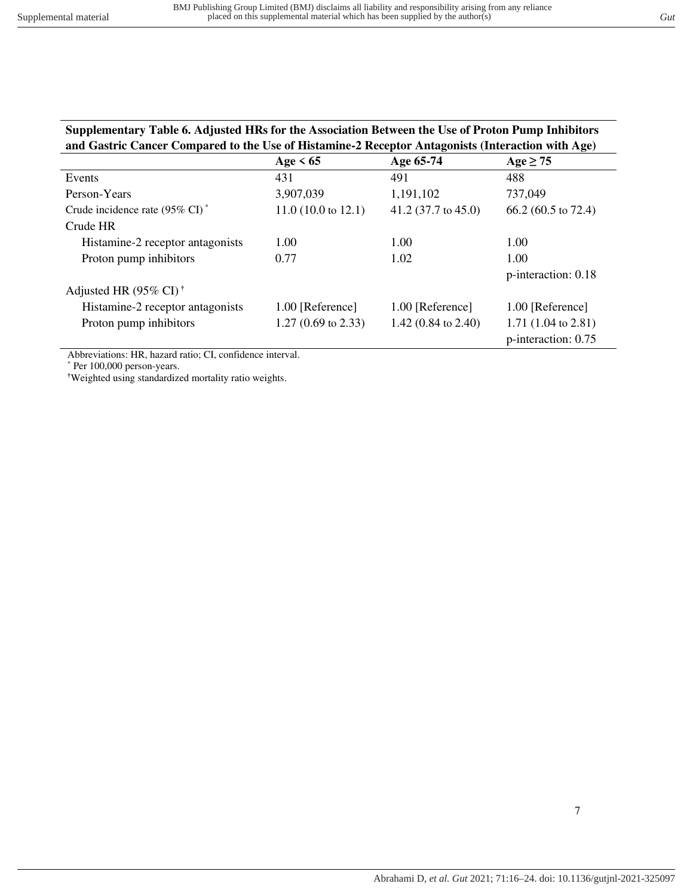**Supplementary Table 6. Adjusted HRs for the Association Between the Use of Proton Pump Inhibitors and Gastric Cancer Compared to the Use of Histamine-2 Receptor Antagonists (Interaction with Age)**

| | Age < 65 | Age 65-74 | Age ≥ 75 |
|---|---|---|---|
| Events | 431 | 491 | 488 |
| Person-Years | 3,907,039 | 1,191,102 | 737,049 |
| Crude incidence rate (95% CI) [*] | 11.0 (10.0 to 12.1) | 41.2 (37.7 to 45.0) | 66.2 (60.5 to 72.4) |
| Crude HR | | | |
| Histamine-2 receptor antagonists | 1.00 | 1.00 | 1.00 |
| Proton pump inhibitors | 0.77 | 1.02 | 1.00 |
| | | | p-interaction: 0.18 |
| Adjusted HR (95% CI) [†] | | | |
| Histamine-2 receptor antagonists | 1.00 [Reference] | 1.00 [Reference] | 1.00 [Reference] |
| Proton pump inhibitors | 1.27 (0.69 to 2.33) | 1.42 (0.84 to 2.40) | 1.71 (1.04 to 2.81) |
| | | | p-interaction: 0.75 |

Abbreviations: HR, hazard ratio; CI, confidence interval.
[*] Per 100,000 person-years.
[†] Weighted using standardized mortality ratio weights.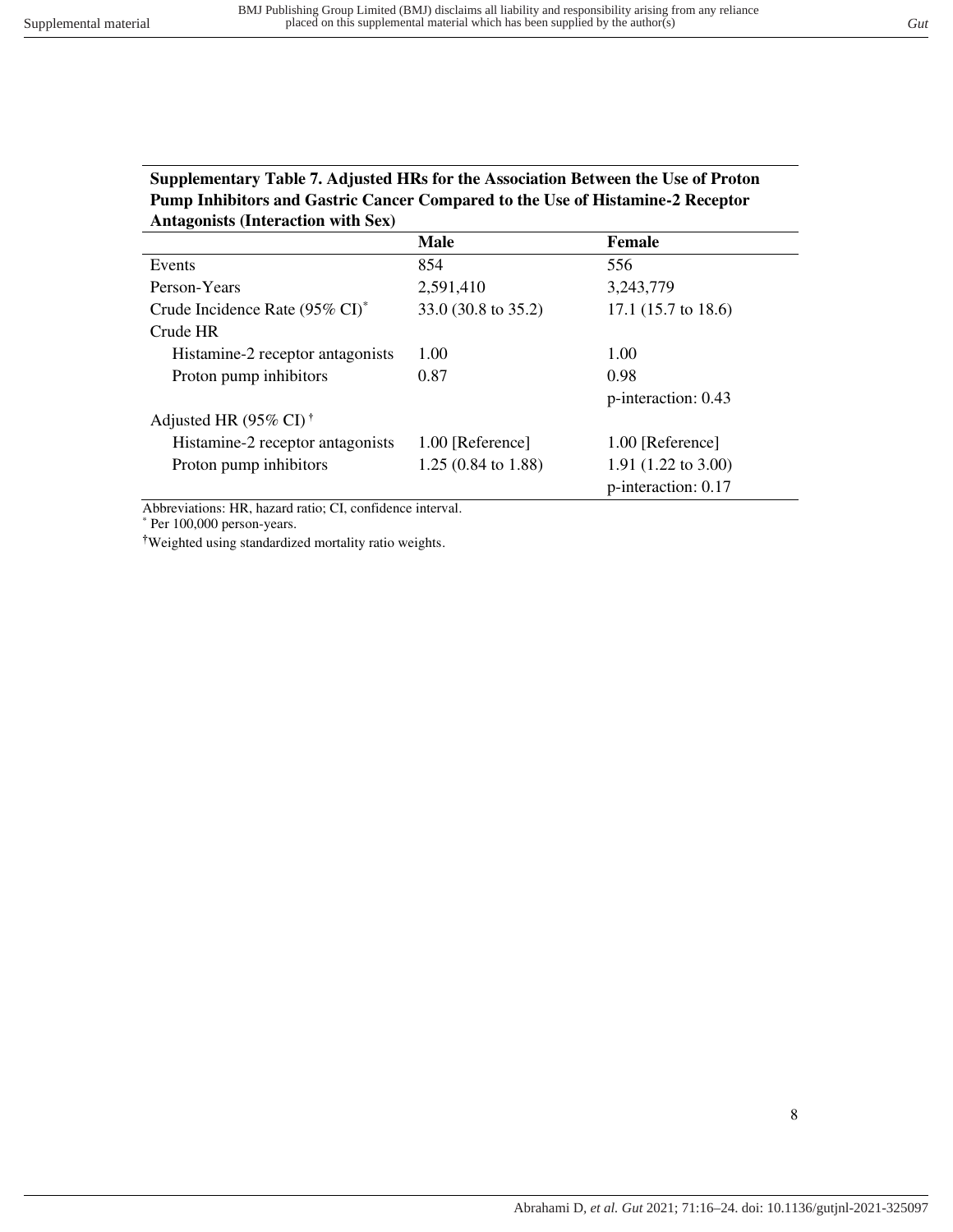**Supplementary Table 7. Adjusted HRs for the Association Between the Use of Proton Pump Inhibitors and Gastric Cancer Compared to the Use of Histamine-2 Receptor Antagonists (Interaction with Sex)**

| | Male | Female |
|---|---|---|
| Events | 854 | 556 |
| Person-Years | 2,591,410 | 3,243,779 |
| Crude Incidence Rate (95% CI)* | 33.0 (30.8 to 35.2) | 17.1 (15.7 to 18.6) |
| Crude HR | | |
| Histamine-2 receptor antagonists | 1.00 | 1.00 |
| Proton pump inhibitors | 0.87 | 0.98 |
| | | p-interaction: 0.43 |
| Adjusted HR (95% CI) † | | |
| Histamine-2 receptor antagonists | 1.00 [Reference] | 1.00 [Reference] |
| Proton pump inhibitors | 1.25 (0.84 to 1.88) | 1.91 (1.22 to 3.00) |
| | | p-interaction: 0.17 |

Abbreviations: HR, hazard ratio; CI, confidence interval.

* Per 100,000 person-years.

† Weighted using standardized mortality ratio weights.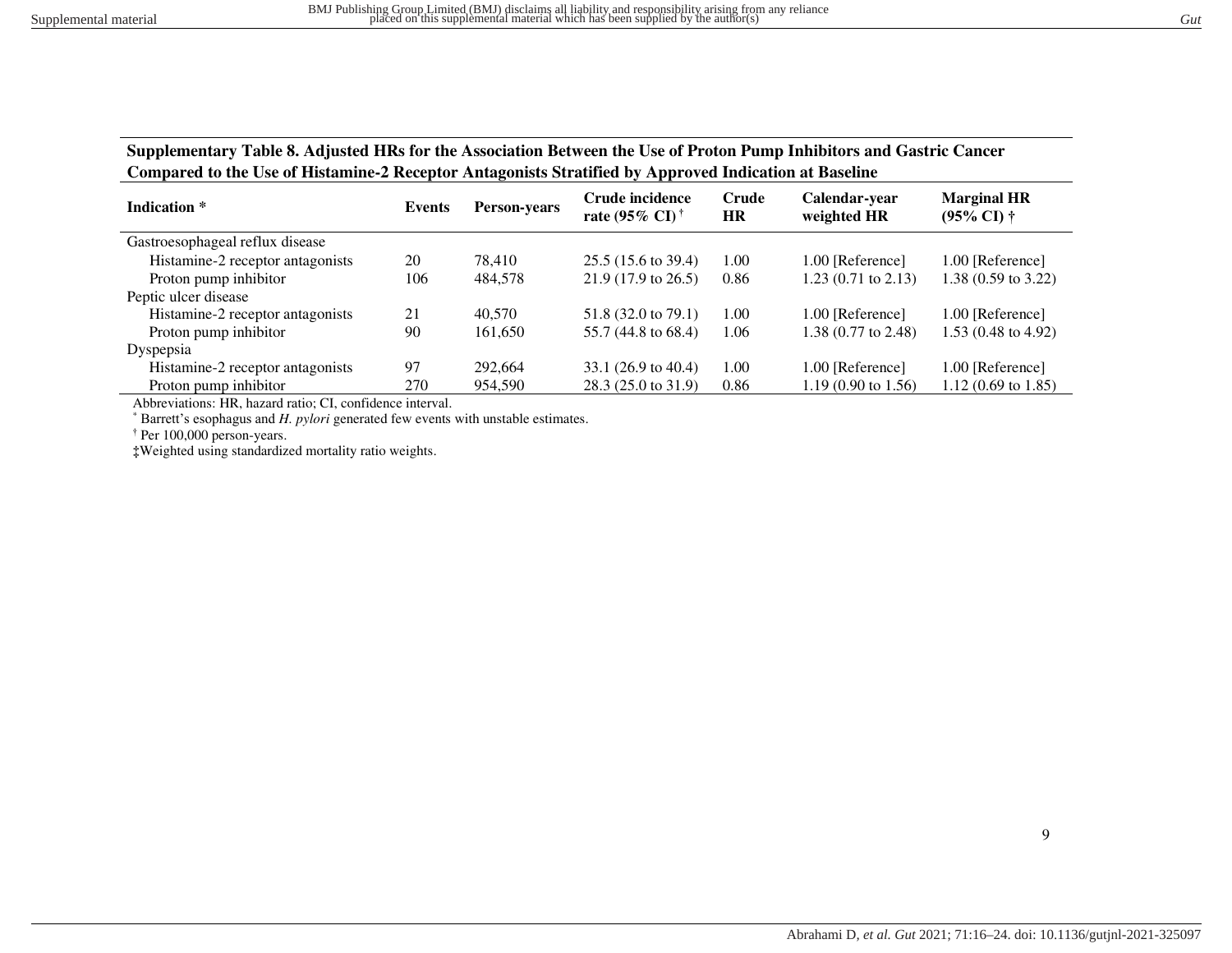**Supplementary Table 8. Adjusted HRs for the Association Between the Use of Proton Pump Inhibitors and Gastric Cancer Compared to the Use of Histamine-2 Receptor Antagonists Stratified by Approved Indication at Baseline**

| Indication * | Events | Person-years | Crude incidence rate (95% CI) † | Crude HR | Calendar-year weighted HR | Marginal HR (95% CI) † |
|---|---|---|---|---|---|---|
| Gastroesophageal reflux disease | | | | | | |
| Histamine-2 receptor antagonists | 20 | 78,410 | 25.5 (15.6 to 39.4) | 1.00 | 1.00 [Reference] | 1.00 [Reference] |
| Proton pump inhibitor | 106 | 484,578 | 21.9 (17.9 to 26.5) | 0.86 | 1.23 (0.71 to 2.13) | 1.38 (0.59 to 3.22) |
| Peptic ulcer disease | | | | | | |
| Histamine-2 receptor antagonists | 21 | 40,570 | 51.8 (32.0 to 79.1) | 1.00 | 1.00 [Reference] | 1.00 [Reference] |
| Proton pump inhibitor | 90 | 161,650 | 55.7 (44.8 to 68.4) | 1.06 | 1.38 (0.77 to 2.48) | 1.53 (0.48 to 4.92) |
| Dyspepsia | | | | | | |
| Histamine-2 receptor antagonists | 97 | 292,664 | 33.1 (26.9 to 40.4) | 1.00 | 1.00 [Reference] | 1.00 [Reference] |
| Proton pump inhibitor | 270 | 954,590 | 28.3 (25.0 to 31.9) | 0.86 | 1.19 (0.90 to 1.56) | 1.12 (0.69 to 1.85) |

Abbreviations: HR, hazard ratio; CI, confidence interval.

* Barrett's esophagus and *H. pylori* generated few events with unstable estimates.

† Per 100,000 person-years.

‡Weighted using standardized mortality ratio weights.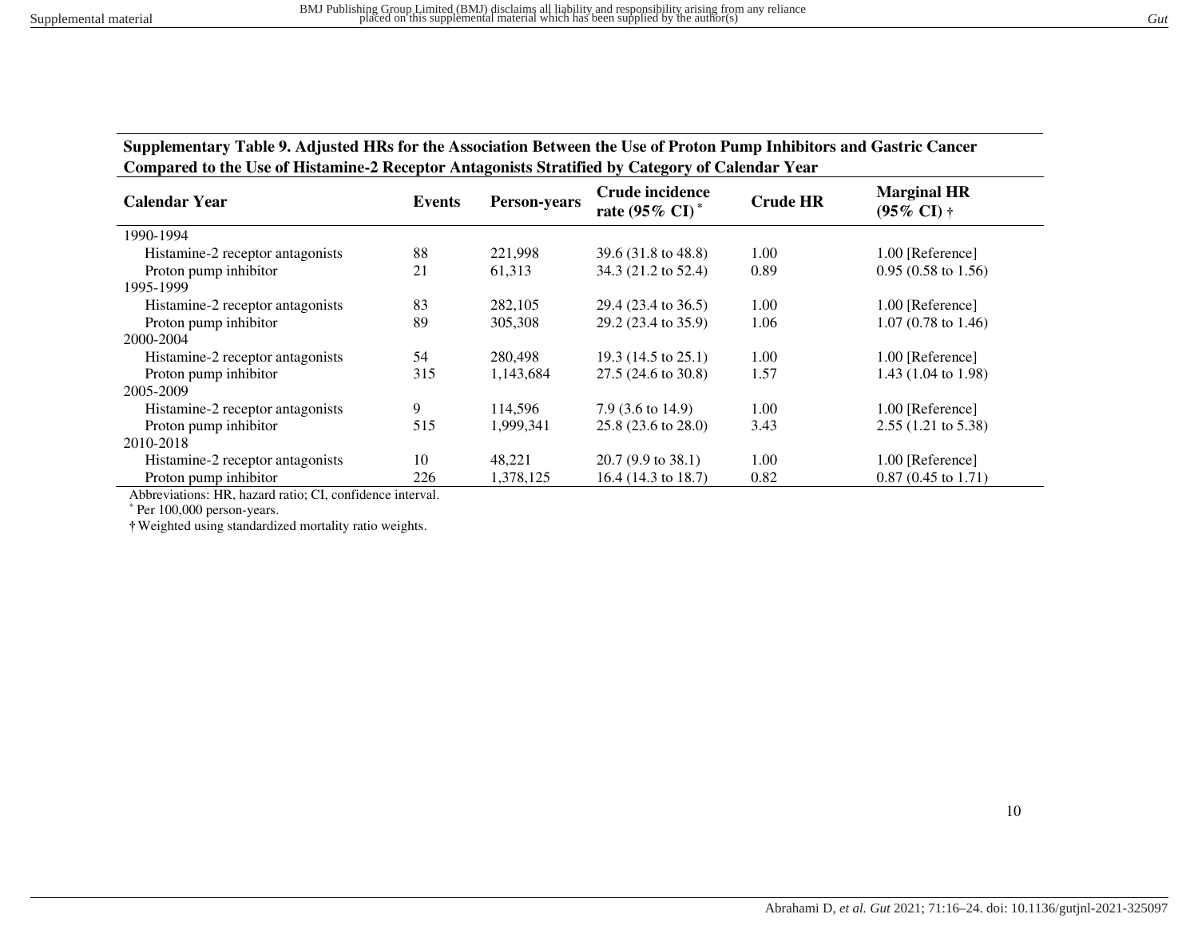**Supplementary Table 9. Adjusted HRs for the Association Between the Use of Proton Pump Inhibitors and Gastric Cancer Compared to the Use of Histamine-2 Receptor Antagonists Stratified by Category of Calendar Year**

| Calendar Year | Events | Person-years | Crude incidence rate (95% CI)* | Crude HR | Marginal HR (95% CI) † |
|---|---|---|---|---|---|
| 1990-1994 | | | | | |
| Histamine-2 receptor antagonists | 88 | 221,998 | 39.6 (31.8 to 48.8) | 1.00 | 1.00 [Reference] |
| Proton pump inhibitor | 21 | 61,313 | 34.3 (21.2 to 52.4) | 0.89 | 0.95 (0.58 to 1.56) |
| 1995-1999 | | | | | |
| Histamine-2 receptor antagonists | 83 | 282,105 | 29.4 (23.4 to 36.5) | 1.00 | 1.00 [Reference] |
| Proton pump inhibitor | 89 | 305,308 | 29.2 (23.4 to 35.9) | 1.06 | 1.07 (0.78 to 1.46) |
| 2000-2004 | | | | | |
| Histamine-2 receptor antagonists | 54 | 280,498 | 19.3 (14.5 to 25.1) | 1.00 | 1.00 [Reference] |
| Proton pump inhibitor | 315 | 1,143,684 | 27.5 (24.6 to 30.8) | 1.57 | 1.43 (1.04 to 1.98) |
| 2005-2009 | | | | | |
| Histamine-2 receptor antagonists | 9 | 114,596 | 7.9 (3.6 to 14.9) | 1.00 | 1.00 [Reference] |
| Proton pump inhibitor | 515 | 1,999,341 | 25.8 (23.6 to 28.0) | 3.43 | 2.55 (1.21 to 5.38) |
| 2010-2018 | | | | | |
| Histamine-2 receptor antagonists | 10 | 48,221 | 20.7 (9.9 to 38.1) | 1.00 | 1.00 [Reference] |
| Proton pump inhibitor | 226 | 1,378,125 | 16.4 (14.3 to 18.7) | 0.82 | 0.87 (0.45 to 1.71) |

Abbreviations: HR, hazard ratio; CI, confidence interval.

\* Per 100,000 person-years.

† Weighted using standardized mortality ratio weights.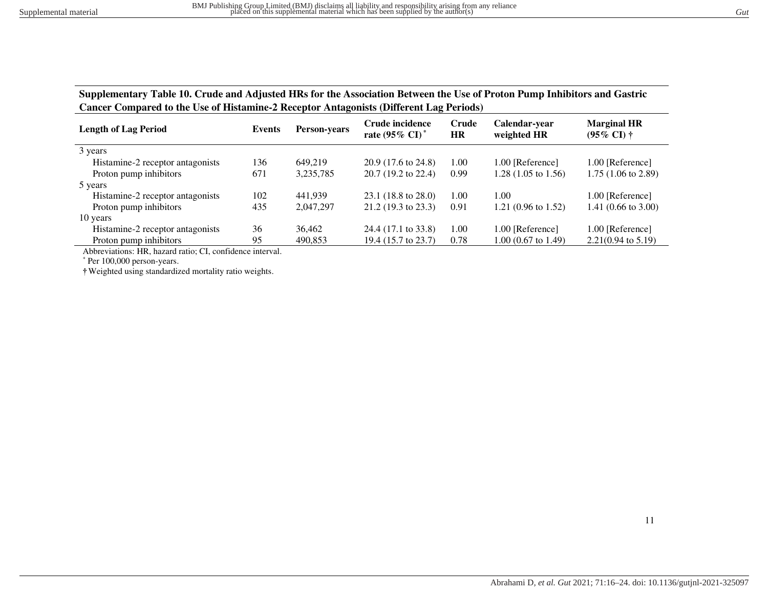**Supplementary Table 10. Crude and Adjusted HRs for the Association Between the Use of Proton Pump Inhibitors and Gastric Cancer Compared to the Use of Histamine-2 Receptor Antagonists (Different Lag Periods)**

| Length of Lag Period | Events | Person-years | Crude incidence rate (95% CI)* | Crude HR | Calendar-year weighted HR | Marginal HR (95% CI) † |
|---|---|---|---|---|---|---|
| 3 years | | | | | | |
| Histamine-2 receptor antagonists | 136 | 649,219 | 20.9 (17.6 to 24.8) | 1.00 | 1.00 [Reference] | 1.00 [Reference] |
| Proton pump inhibitors | 671 | 3,235,785 | 20.7 (19.2 to 22.4) | 0.99 | 1.28 (1.05 to 1.56) | 1.75 (1.06 to 2.89) |
| 5 years | | | | | | |
| Histamine-2 receptor antagonists | 102 | 441,939 | 23.1 (18.8 to 28.0) | 1.00 | 1.00 | 1.00 [Reference] |
| Proton pump inhibitors | 435 | 2,047,297 | 21.2 (19.3 to 23.3) | 0.91 | 1.21 (0.96 to 1.52) | 1.41 (0.66 to 3.00) |
| 10 years | | | | | | |
| Histamine-2 receptor antagonists | 36 | 36,462 | 24.4 (17.1 to 33.8) | 1.00 | 1.00 [Reference] | 1.00 [Reference] |
| Proton pump inhibitors | 95 | 490,853 | 19.4 (15.7 to 23.7) | 0.78 | 1.00 (0.67 to 1.49) | 2.21(0.94 to 5.19) |

Abbreviations: HR, hazard ratio; CI, confidence interval.

[*] Per 100,000 person-years.

† Weighted using standardized mortality ratio weights.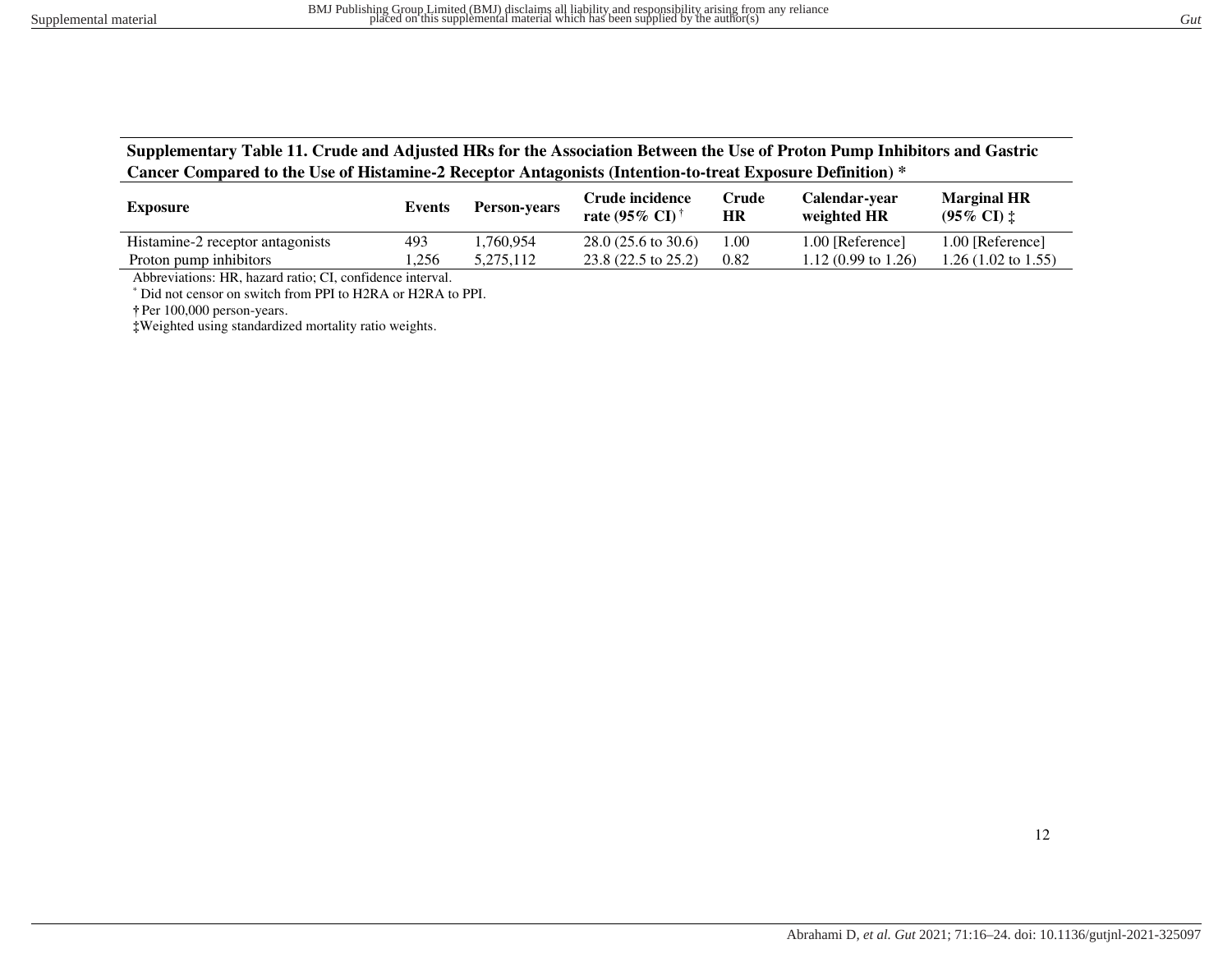**Supplementary Table 11. Crude and Adjusted HRs for the Association Between the Use of Proton Pump Inhibitors and Gastric Cancer Compared to the Use of Histamine-2 Receptor Antagonists (Intention-to-treat Exposure Definition) ***

| Exposure | Events | Person-years | Crude incidence rate (95% CI) † | Crude HR | Calendar-year weighted HR | Marginal HR (95% CI) ‡ |
|---|---|---|---|---|---|---|
| Histamine-2 receptor antagonists | 493 | 1,760,954 | 28.0 (25.6 to 30.6) | 1.00 | 1.00 [Reference] | 1.00 [Reference] |
| Proton pump inhibitors | 1,256 | 5,275,112 | 23.8 (22.5 to 25.2) | 0.82 | 1.12 (0.99 to 1.26) | 1.26 (1.02 to 1.55) |

Abbreviations: HR, hazard ratio; CI, confidence interval.

\* Did not censor on switch from PPI to H2RA or H2RA to PPI.

† Per 100,000 person-years.

‡ Weighted using standardized mortality ratio weights.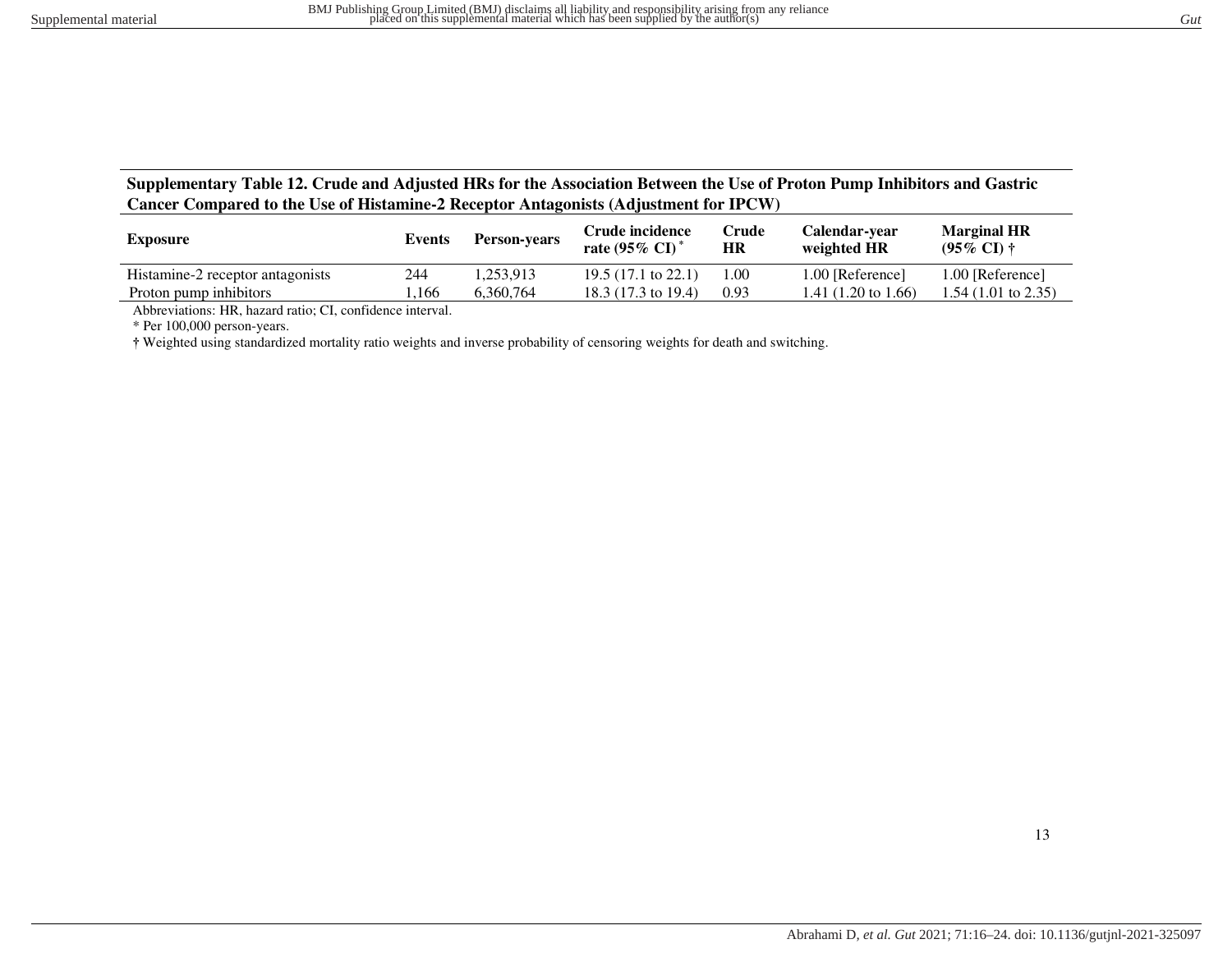**Supplementary Table 12. Crude and Adjusted HRs for the Association Between the Use of Proton Pump Inhibitors and Gastric Cancer Compared to the Use of Histamine-2 Receptor Antagonists (Adjustment for IPCW)**

| Exposure | Events | Person-years | Crude incidence rate (95% CI) * | Crude HR | Calendar-year weighted HR | Marginal HR (95% CI) † |
|---|---|---|---|---|---|---|
| Histamine-2 receptor antagonists | 244 | 1,253,913 | 19.5 (17.1 to 22.1) | 1.00 | 1.00 [Reference] | 1.00 [Reference] |
| Proton pump inhibitors | 1,166 | 6,360,764 | 18.3 (17.3 to 19.4) | 0.93 | 1.41 (1.20 to 1.66) | 1.54 (1.01 to 2.35) |

Abbreviations: HR, hazard ratio; CI, confidence interval.

* Per 100,000 person-years.

† Weighted using standardized mortality ratio weights and inverse probability of censoring weights for death and switching.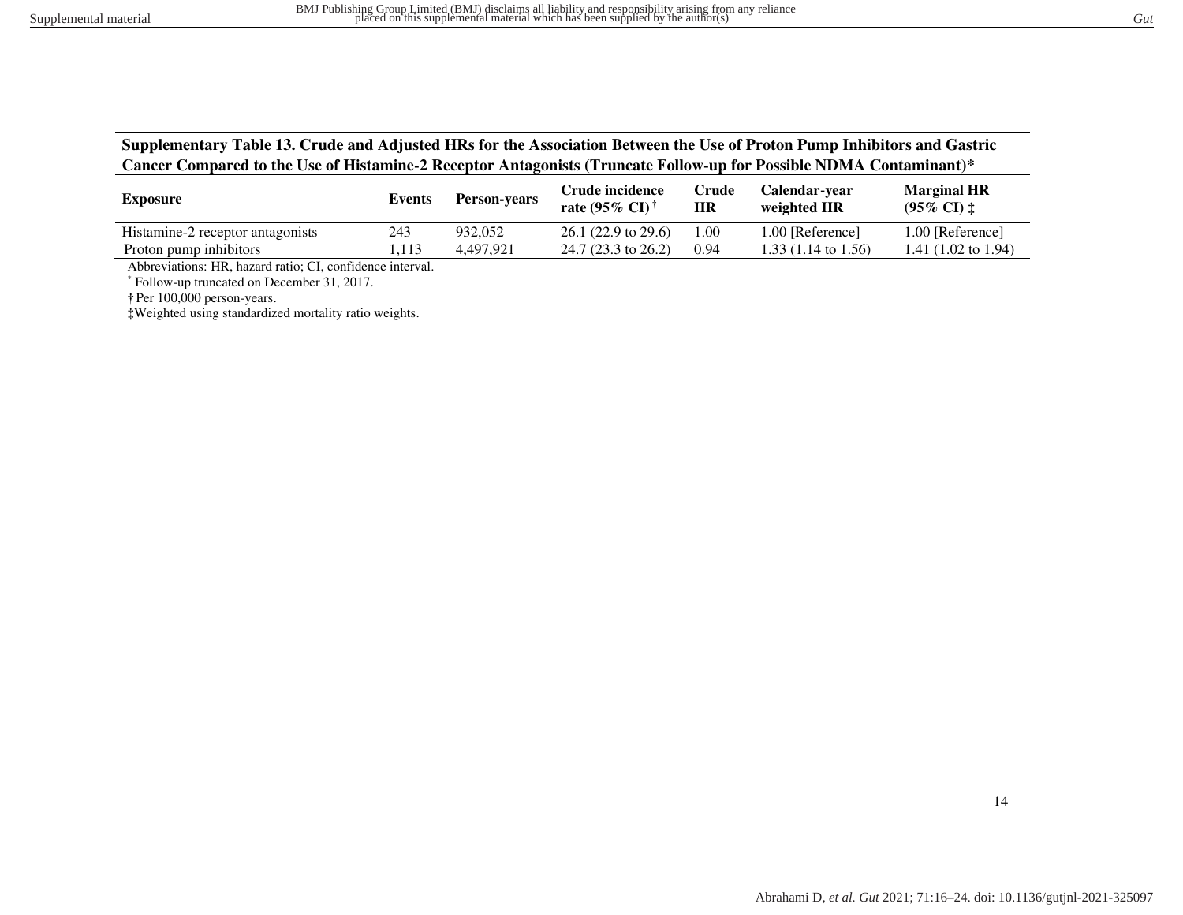**Supplementary Table 13. Crude and Adjusted HRs for the Association Between the Use of Proton Pump Inhibitors and Gastric Cancer Compared to the Use of Histamine-2 Receptor Antagonists (Truncate Follow-up for Possible NDMA Contaminant)***

| Exposure | Events | Person-years | Crude incidence rate (95% CI)[†] | Crude HR | Calendar-year weighted HR | Marginal HR (95% CI) ‡ |
|---|---|---|---|---|---|---|
| Histamine-2 receptor antagonists | 243 | 932,052 | 26.1 (22.9 to 29.6) | 1.00 | 1.00 [Reference] | 1.00 [Reference] |
| Proton pump inhibitors | 1,113 | 4,497,921 | 24.7 (23.3 to 26.2) | 0.94 | 1.33 (1.14 to 1.56) | 1.41 (1.02 to 1.94) |

Abbreviations: HR, hazard ratio; CI, confidence interval.

[*] Follow-up truncated on December 31, 2017.

† Per 100,000 person-years.

‡Weighted using standardized mortality ratio weights.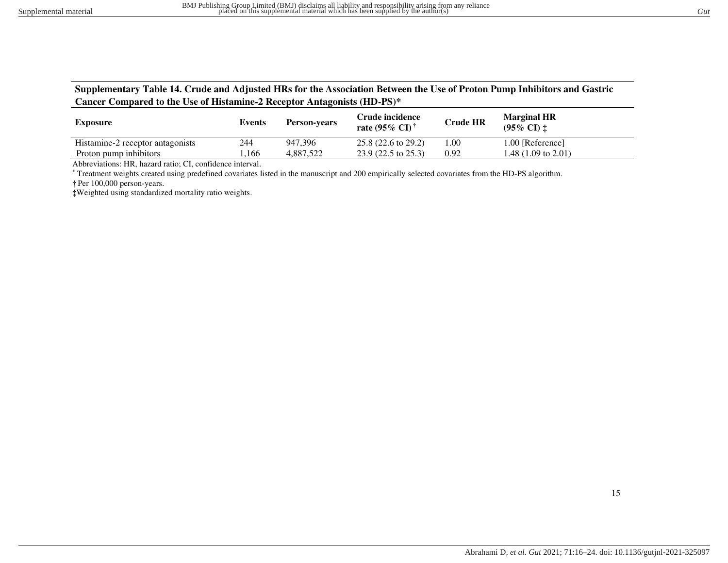**Supplementary Table 14. Crude and Adjusted HRs for the Association Between the Use of Proton Pump Inhibitors and Gastric Cancer Compared to the Use of Histamine-2 Receptor Antagonists (HD-PS)***

| Exposure | Events | Person-years | Crude incidence rate (95% CI) † | Crude HR | Marginal HR (95% CI) ‡ |
|---|---|---|---|---|---|
| Histamine-2 receptor antagonists | 244 | 947,396 | 25.8 (22.6 to 29.2) | 1.00 | 1.00 [Reference] |
| Proton pump inhibitors | 1,166 | 4,887,522 | 23.9 (22.5 to 25.3) | 0.92 | 1.48 (1.09 to 2.01) |

Abbreviations: HR, hazard ratio; CI, confidence interval.

* Treatment weights created using predefined covariates listed in the manuscript and 200 empirically selected covariates from the HD-PS algorithm.

† Per 100,000 person-years.

‡ Weighted using standardized mortality ratio weights.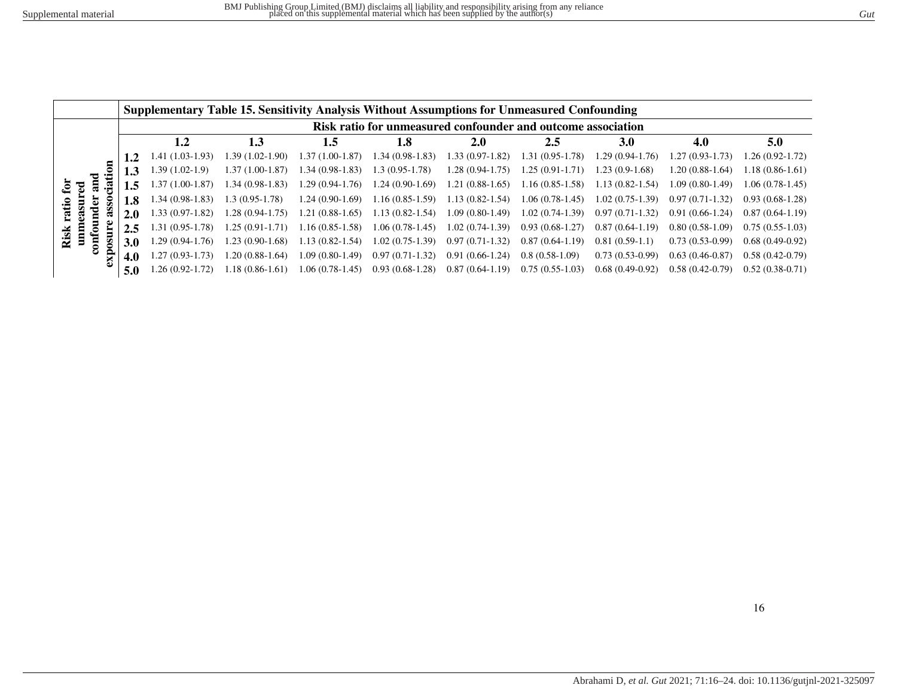**Supplementary Table 15. Sensitivity Analysis Without Assumptions for Unmeasured Confounding**

| Risk ratio for unmeasured confounder and exposure association | Risk ratio for unmeasured confounder and outcome association | | | | | | | | |
|---|---|---|---|---|---|---|---|---|---|
| | **1.2** | **1.3** | **1.5** | **1.8** | **2.0** | **2.5** | **3.0** | **4.0** | **5.0** |
| **1.2** | 1.41 (1.03-1.93) | 1.39 (1.02-1.90) | 1.37 (1.00-1.87) | 1.34 (0.98-1.83) | 1.33 (0.97-1.82) | 1.31 (0.95-1.78) | 1.29 (0.94-1.76) | 1.27 (0.93-1.73) | 1.26 (0.92-1.72) |
| **1.3** | 1.39 (1.02-1.9) | 1.37 (1.00-1.87) | 1.34 (0.98-1.83) | 1.3 (0.95-1.78) | 1.28 (0.94-1.75) | 1.25 (0.91-1.71) | 1.23 (0.9-1.68) | 1.20 (0.88-1.64) | 1.18 (0.86-1.61) |
| **1.5** | 1.37 (1.00-1.87) | 1.34 (0.98-1.83) | 1.29 (0.94-1.76) | 1.24 (0.90-1.69) | 1.21 (0.88-1.65) | 1.16 (0.85-1.58) | 1.13 (0.82-1.54) | 1.09 (0.80-1.49) | 1.06 (0.78-1.45) |
| **1.8** | 1.34 (0.98-1.83) | 1.3 (0.95-1.78) | 1.24 (0.90-1.69) | 1.16 (0.85-1.59) | 1.13 (0.82-1.54) | 1.06 (0.78-1.45) | 1.02 (0.75-1.39) | 0.97 (0.71-1.32) | 0.93 (0.68-1.28) |
| **2.0** | 1.33 (0.97-1.82) | 1.28 (0.94-1.75) | 1.21 (0.88-1.65) | 1.13 (0.82-1.54) | 1.09 (0.80-1.49) | 1.02 (0.74-1.39) | 0.97 (0.71-1.32) | 0.91 (0.66-1.24) | 0.87 (0.64-1.19) |
| **2.5** | 1.31 (0.95-1.78) | 1.25 (0.91-1.71) | 1.16 (0.85-1.58) | 1.06 (0.78-1.45) | 1.02 (0.74-1.39) | 0.93 (0.68-1.27) | 0.87 (0.64-1.19) | 0.80 (0.58-1.09) | 0.75 (0.55-1.03) |
| **3.0** | 1.29 (0.94-1.76) | 1.23 (0.90-1.68) | 1.13 (0.82-1.54) | 1.02 (0.75-1.39) | 0.97 (0.71-1.32) | 0.87 (0.64-1.19) | 0.81 (0.59-1.1) | 0.73 (0.53-0.99) | 0.68 (0.49-0.92) |
| **4.0** | 1.27 (0.93-1.73) | 1.20 (0.88-1.64) | 1.09 (0.80-1.49) | 0.97 (0.71-1.32) | 0.91 (0.66-1.24) | 0.8 (0.58-1.09) | 0.73 (0.53-0.99) | 0.63 (0.46-0.87) | 0.58 (0.42-0.79) |
| **5.0** | 1.26 (0.92-1.72) | 1.18 (0.86-1.61) | 1.06 (0.78-1.45) | 0.93 (0.68-1.28) | 0.87 (0.64-1.19) | 0.75 (0.55-1.03) | 0.68 (0.49-0.92) | 0.58 (0.42-0.79) | 0.52 (0.38-0.71) |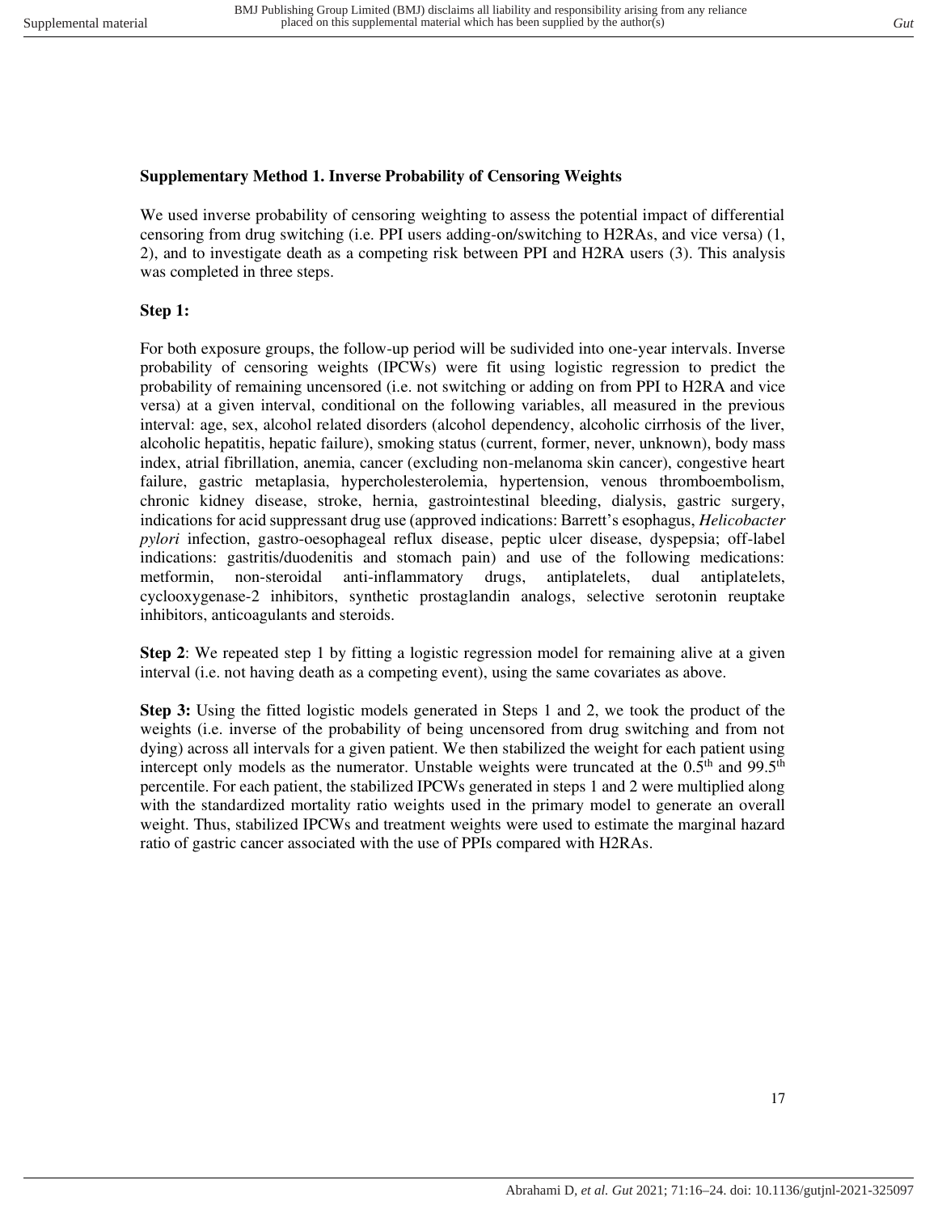**Supplementary Method 1. Inverse Probability of Censoring Weights**

We used inverse probability of censoring weighting to assess the potential impact of differential censoring from drug switching (i.e. PPI users adding-on/switching to H2RAs, and vice versa) (1, 2), and to investigate death as a competing risk between PPI and H2RA users (3). This analysis was completed in three steps.

**Step 1:**

For both exposure groups, the follow-up period will be sudivided into one-year intervals. Inverse probability of censoring weights (IPCWs) were fit using logistic regression to predict the probability of remaining uncensored (i.e. not switching or adding on from PPI to H2RA and vice versa) at a given interval, conditional on the following variables, all measured in the previous interval: age, sex, alcohol related disorders (alcohol dependency, alcoholic cirrhosis of the liver, alcoholic hepatitis, hepatic failure), smoking status (current, former, never, unknown), body mass index, atrial fibrillation, anemia, cancer (excluding non-melanoma skin cancer), congestive heart failure, gastric metaplasia, hypercholesterolemia, hypertension, venous thromboembolism, chronic kidney disease, stroke, hernia, gastrointestinal bleeding, dialysis, gastric surgery, indications for acid suppressant drug use (approved indications: Barrett's esophagus, *Helicobacter pylori* infection, gastro-oesophageal reflux disease, peptic ulcer disease, dyspepsia; off-label indications: gastritis/duodenitis and stomach pain) and use of the following medications: metformin, non-steroidal anti-inflammatory drugs, antiplatelets, dual antiplatelets, cyclooxygenase-2 inhibitors, synthetic prostaglandin analogs, selective serotonin reuptake inhibitors, anticoagulants and steroids.

**Step 2**: We repeated step 1 by fitting a logistic regression model for remaining alive at a given interval (i.e. not having death as a competing event), using the same covariates as above.

**Step 3:** Using the fitted logistic models generated in Steps 1 and 2, we took the product of the weights (i.e. inverse of the probability of being uncensored from drug switching and from not dying) across all intervals for a given patient. We then stabilized the weight for each patient using intercept only models as the numerator. Unstable weights were truncated at the $0.5^{th}$ and $99.5^{th}$ percentile. For each patient, the stabilized IPCWs generated in steps 1 and 2 were multiplied along with the standardized mortality ratio weights used in the primary model to generate an overall weight. Thus, stabilized IPCWs and treatment weights were used to estimate the marginal hazard ratio of gastric cancer associated with the use of PPIs compared with H2RAs.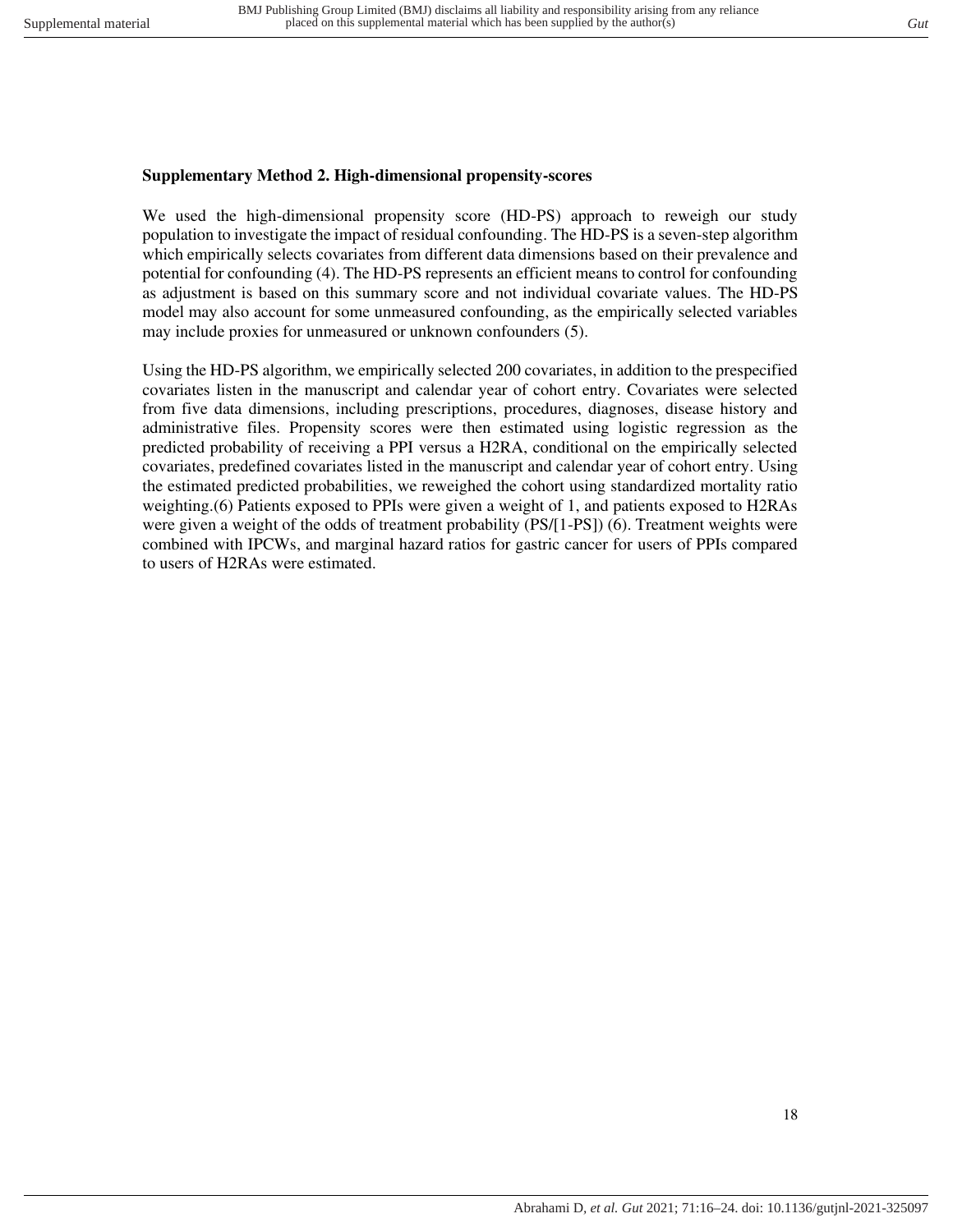**Supplementary Method 2. High-dimensional propensity-scores**

We used the high-dimensional propensity score (HD-PS) approach to reweigh our study population to investigate the impact of residual confounding. The HD-PS is a seven-step algorithm which empirically selects covariates from different data dimensions based on their prevalence and potential for confounding (4). The HD-PS represents an efficient means to control for confounding as adjustment is based on this summary score and not individual covariate values. The HD-PS model may also account for some unmeasured confounding, as the empirically selected variables may include proxies for unmeasured or unknown confounders (5).

Using the HD-PS algorithm, we empirically selected 200 covariates, in addition to the prespecified covariates listen in the manuscript and calendar year of cohort entry. Covariates were selected from five data dimensions, including prescriptions, procedures, diagnoses, disease history and administrative files. Propensity scores were then estimated using logistic regression as the predicted probability of receiving a PPI versus a H2RA, conditional on the empirically selected covariates, predefined covariates listed in the manuscript and calendar year of cohort entry. Using the estimated predicted probabilities, we reweighed the cohort using standardized mortality ratio weighting.(6) Patients exposed to PPIs were given a weight of 1, and patients exposed to H2RAs were given a weight of the odds of treatment probability (PS/[1-PS]) (6). Treatment weights were combined with IPCWs, and marginal hazard ratios for gastric cancer for users of PPIs compared to users of H2RAs were estimated.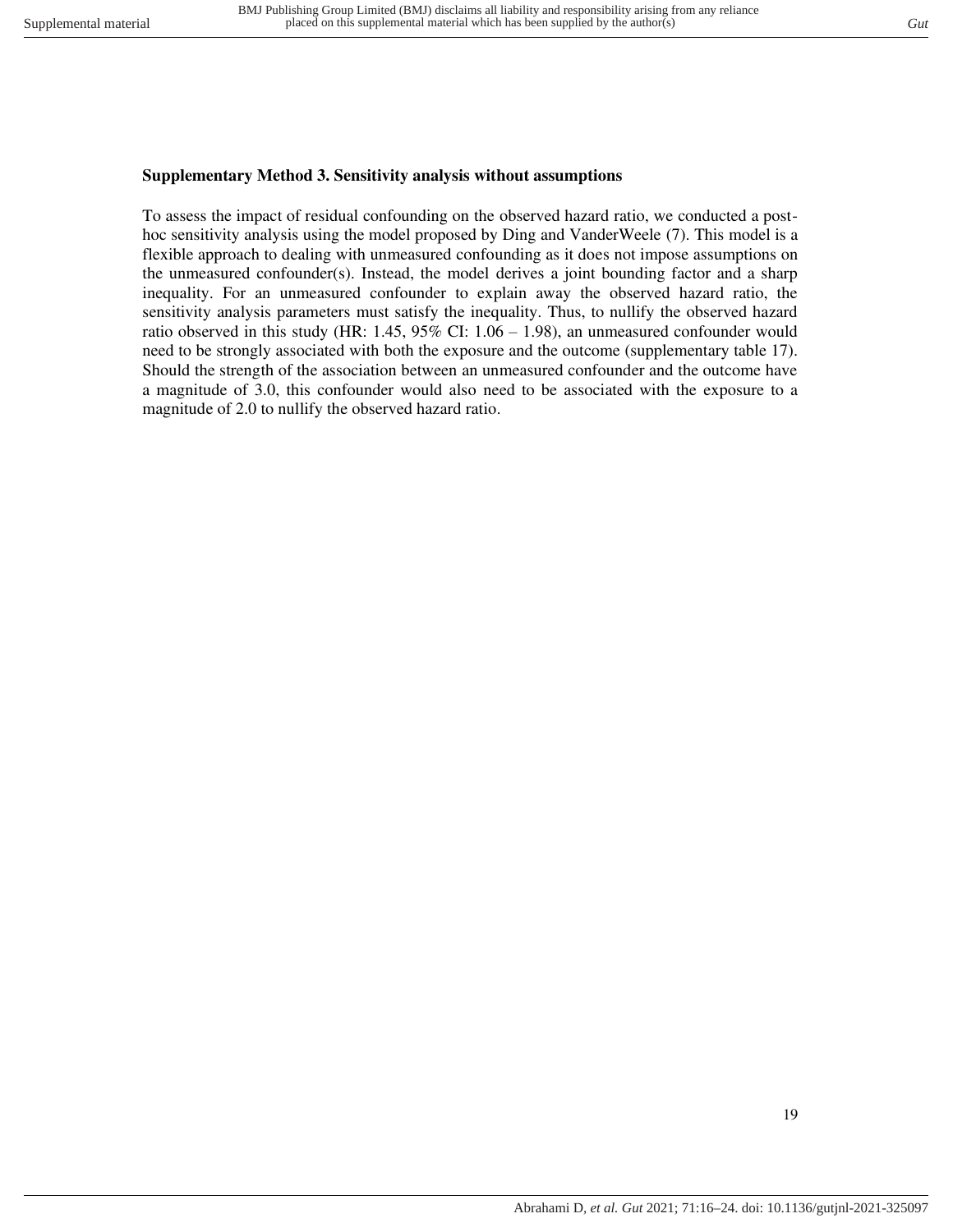**Supplementary Method 3. Sensitivity analysis without assumptions**

To assess the impact of residual confounding on the observed hazard ratio, we conducted a post-hoc sensitivity analysis using the model proposed by Ding and VanderWeele (7). This model is a flexible approach to dealing with unmeasured confounding as it does not impose assumptions on the unmeasured confounder(s). Instead, the model derives a joint bounding factor and a sharp inequality. For an unmeasured confounder to explain away the observed hazard ratio, the sensitivity analysis parameters must satisfy the inequality. Thus, to nullify the observed hazard ratio observed in this study (HR: 1.45, 95% CI: 1.06 – 1.98), an unmeasured confounder would need to be strongly associated with both the exposure and the outcome (supplementary table 17). Should the strength of the association between an unmeasured confounder and the outcome have a magnitude of 3.0, this confounder would also need to be associated with the exposure to a magnitude of 2.0 to nullify the observed hazard ratio.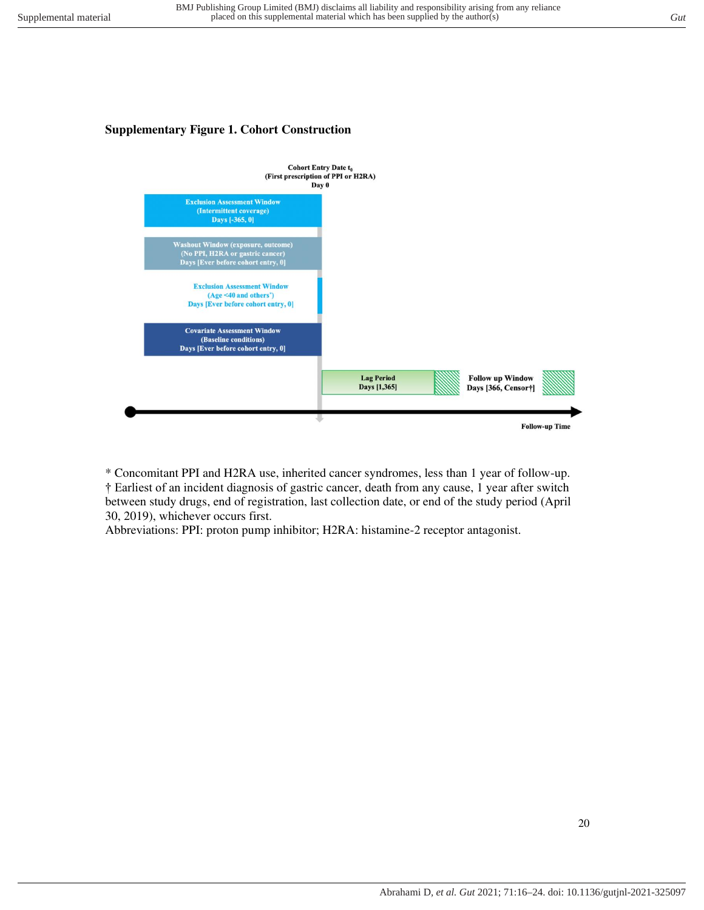## Supplementary Figure 1. Cohort Construction

Cohort Entry Date $t_0$
(First prescription of PPI or H2RA)
Day 0

Exclusion Assessment Window
(Intermittent coverage)
Days [-365, 0]

Washout Window (exposure, outcome)
(No PPI, H2RA or gastric cancer)
Days [Ever before cohort entry, 0]

Exclusion Assessment Window
(Age <40 and others*)
Days [Ever before cohort entry, 0]

Covariate Assessment Window
(Baseline conditions)
Days [Ever before cohort entry, 0]

Lag Period
Days [1,365]

Follow up Window
Days [366, Censor†]

Follow-up Time

* Concomitant PPI and H2RA use, inherited cancer syndromes, less than 1 year of follow-up.
† Earliest of an incident diagnosis of gastric cancer, death from any cause, 1 year after switch between study drugs, end of registration, last collection date, or end of the study period (April 30, 2019), whichever occurs first.
Abbreviations: PPI: proton pump inhibitor; H2RA: histamine-2 receptor antagonist.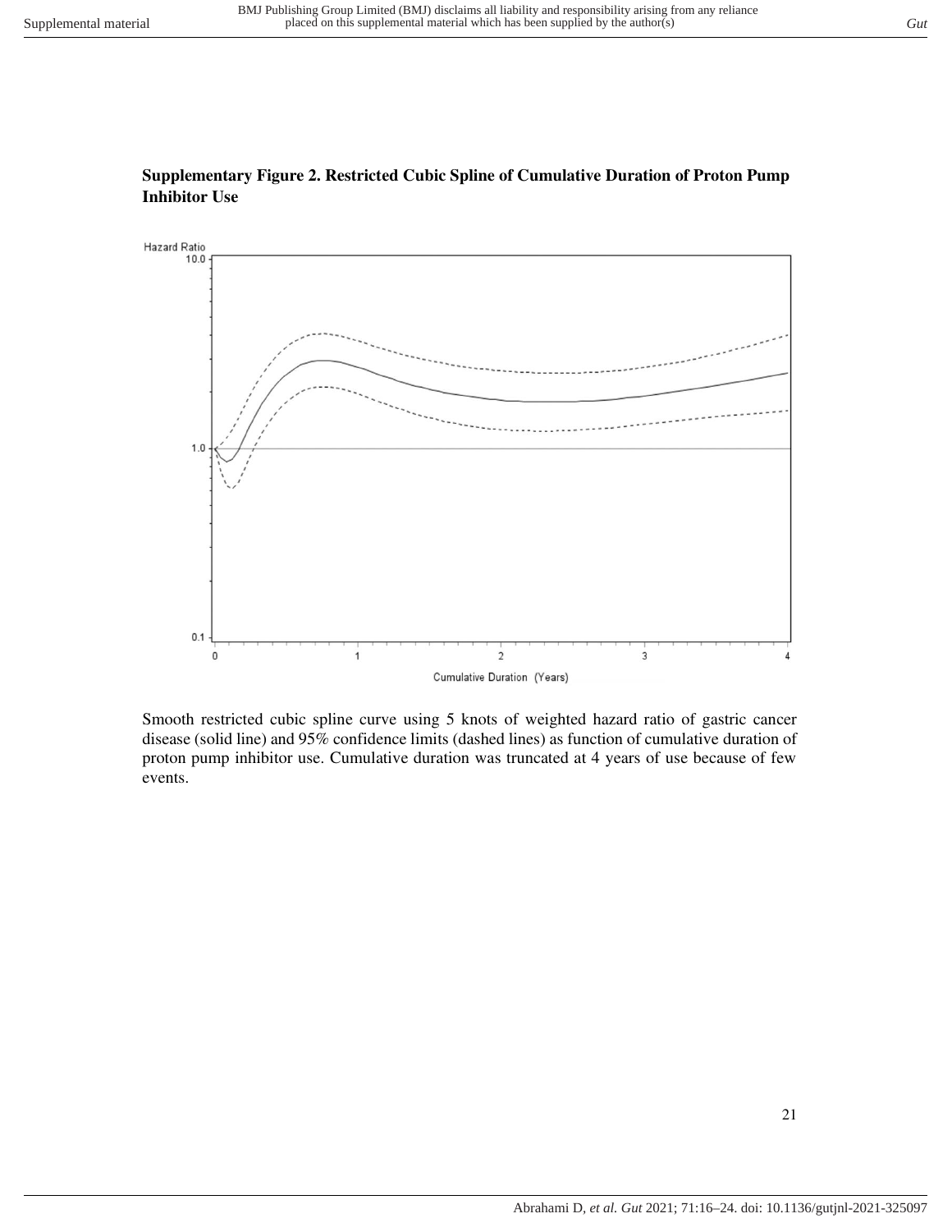**Supplementary Figure 2. Restricted Cubic Spline of Cumulative Duration of Proton Pump Inhibitor Use**

Smooth restricted cubic spline curve using 5 knots of weighted hazard ratio of gastric cancer disease (solid line) and 95% confidence limits (dashed lines) as function of cumulative duration of proton pump inhibitor use. Cumulative duration was truncated at 4 years of use because of few events.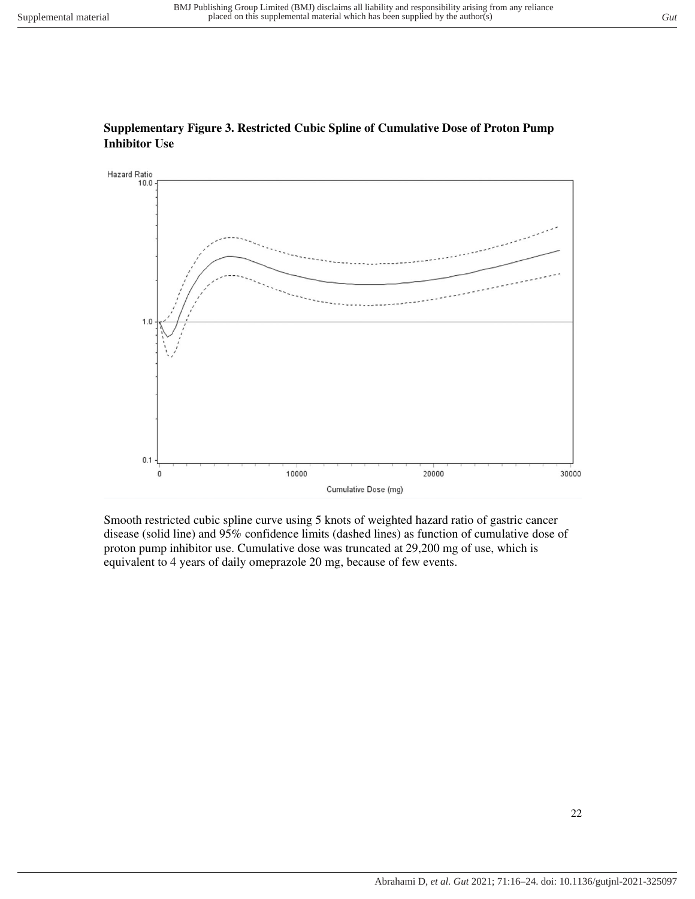**Supplementary Figure 3. Restricted Cubic Spline of Cumulative Dose of Proton Pump Inhibitor Use**

Hazard Ratio

10.0

1.0

0.1

0

10000

20000

30000

Cumulative Dose (mg)

Smooth restricted cubic spline curve using 5 knots of weighted hazard ratio of gastric cancer disease (solid line) and 95% confidence limits (dashed lines) as function of cumulative dose of proton pump inhibitor use. Cumulative dose was truncated at 29,200 mg of use, which is equivalent to 4 years of daily omeprazole 20 mg, because of few events.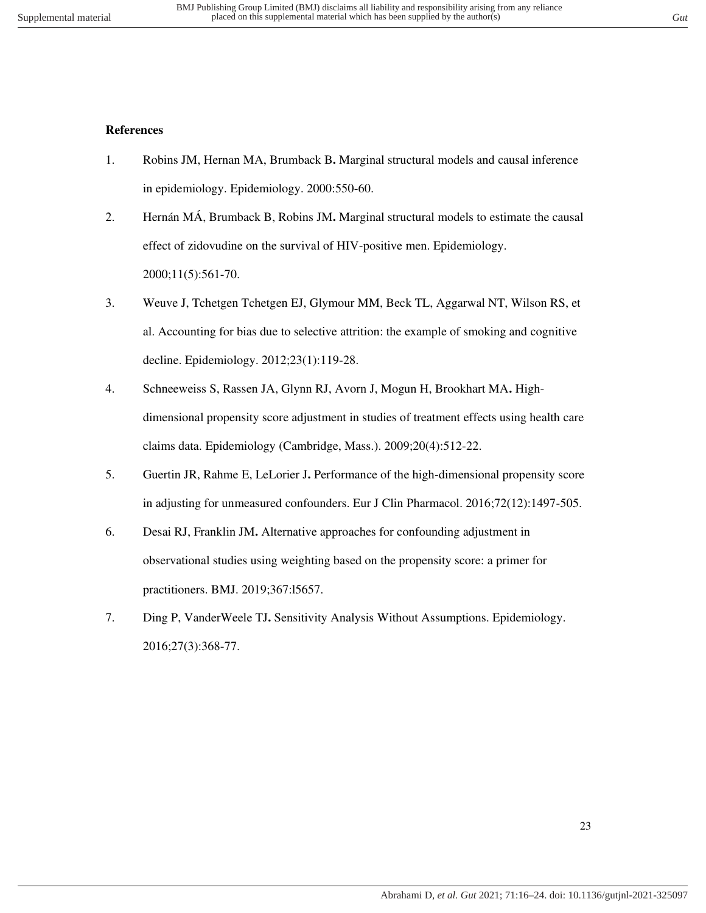**References**

1. Robins JM, Hernan MA, Brumback B**.** Marginal structural models and causal inference in epidemiology. Epidemiology. 2000:550-60.
2. Hernán MÁ, Brumback B, Robins JM**.** Marginal structural models to estimate the causal effect of zidovudine on the survival of HIV-positive men. Epidemiology. 2000;11(5):561-70.
3. Weuve J, Tchetgen Tchetgen EJ, Glymour MM, Beck TL, Aggarwal NT, Wilson RS, et al. Accounting for bias due to selective attrition: the example of smoking and cognitive decline. Epidemiology. 2012;23(1):119-28.
4. Schneeweiss S, Rassen JA, Glynn RJ, Avorn J, Mogun H, Brookhart MA**.** High-dimensional propensity score adjustment in studies of treatment effects using health care claims data. Epidemiology (Cambridge, Mass.). 2009;20(4):512-22.
5. Guertin JR, Rahme E, LeLorier J**.** Performance of the high-dimensional propensity score in adjusting for unmeasured confounders. Eur J Clin Pharmacol. 2016;72(12):1497-505.
6. Desai RJ, Franklin JM**.** Alternative approaches for confounding adjustment in observational studies using weighting based on the propensity score: a primer for practitioners. BMJ. 2019;367:l5657.
7. Ding P, VanderWeele TJ**.** Sensitivity Analysis Without Assumptions. Epidemiology. 2016;27(3):368-77.